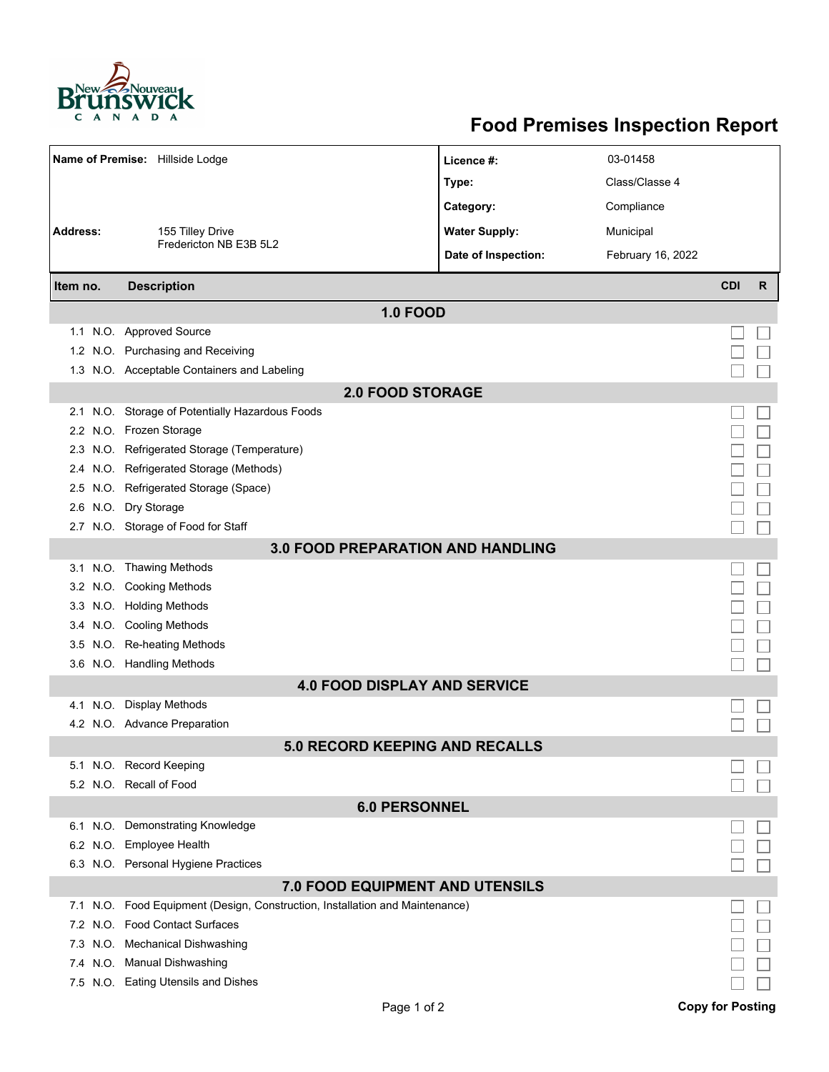New Nouveau Brunswick CANADA

# Food Premises Inspection Report

| | | | |
|---|---|---|---|
| **Name of Premise:** | Hillside Lodge | **Licence #:** | 03-01458 |
| | | **Type:** | Class/Classe 4 |
| | | **Category:** | Compliance |
| **Address:** | 155 Tilley Drive<br>Fredericton NB E3B 5L2 | **Water Supply:** | Municipal |
| | | **Date of Inspection:** | February 16, 2022 |

| Item no. | | Description | CDI | R |
|---|---|---|---|---|
| | | **1.0 FOOD** | | |
| 1.1 | N.O. | Approved Source | ☐ | ☐ |
| 1.2 | N.O. | Purchasing and Receiving | ☐ | ☐ |
| 1.3 | N.O. | Acceptable Containers and Labeling | ☐ | ☐ |
| | | **2.0 FOOD STORAGE** | | |
| 2.1 | N.O. | Storage of Potentially Hazardous Foods | ☐ | ☐ |
| 2.2 | N.O. | Frozen Storage | ☐ | ☐ |
| 2.3 | N.O. | Refrigerated Storage (Temperature) | ☐ | ☐ |
| 2.4 | N.O. | Refrigerated Storage (Methods) | ☐ | ☐ |
| 2.5 | N.O. | Refrigerated Storage (Space) | ☐ | ☐ |
| 2.6 | N.O. | Dry Storage | ☐ | ☐ |
| 2.7 | N.O. | Storage of Food for Staff | ☐ | ☐ |
| | | **3.0 FOOD PREPARATION AND HANDLING** | | |
| 3.1 | N.O. | Thawing Methods | ☐ | ☐ |
| 3.2 | N.O. | Cooking Methods | ☐ | ☐ |
| 3.3 | N.O. | Holding Methods | ☐ | ☐ |
| 3.4 | N.O. | Cooling Methods | ☐ | ☐ |
| 3.5 | N.O. | Re-heating Methods | ☐ | ☐ |
| 3.6 | N.O. | Handling Methods | ☐ | ☐ |
| | | **4.0 FOOD DISPLAY AND SERVICE** | | |
| 4.1 | N.O. | Display Methods | ☐ | ☐ |
| 4.2 | N.O. | Advance Preparation | ☐ | ☐ |
| | | **5.0 RECORD KEEPING AND RECALLS** | | |
| 5.1 | N.O. | Record Keeping | ☐ | ☐ |
| 5.2 | N.O. | Recall of Food | ☐ | ☐ |
| | | **6.0 PERSONNEL** | | |
| 6.1 | N.O. | Demonstrating Knowledge | ☐ | ☐ |
| 6.2 | N.O. | Employee Health | ☐ | ☐ |
| 6.3 | N.O. | Personal Hygiene Practices | ☐ | ☐ |
| | | **7.0 FOOD EQUIPMENT AND UTENSILS** | | |
| 7.1 | N.O. | Food Equipment (Design, Construction, Installation and Maintenance) | ☐ | ☐ |
| 7.2 | N.O. | Food Contact Surfaces | ☐ | ☐ |
| 7.3 | N.O. | Mechanical Dishwashing | ☐ | ☐ |
| 7.4 | N.O. | Manual Dishwashing | ☐ | ☐ |
| 7.5 | N.O. | Eating Utensils and Dishes | ☐ | ☐ |

**Copy for Posting**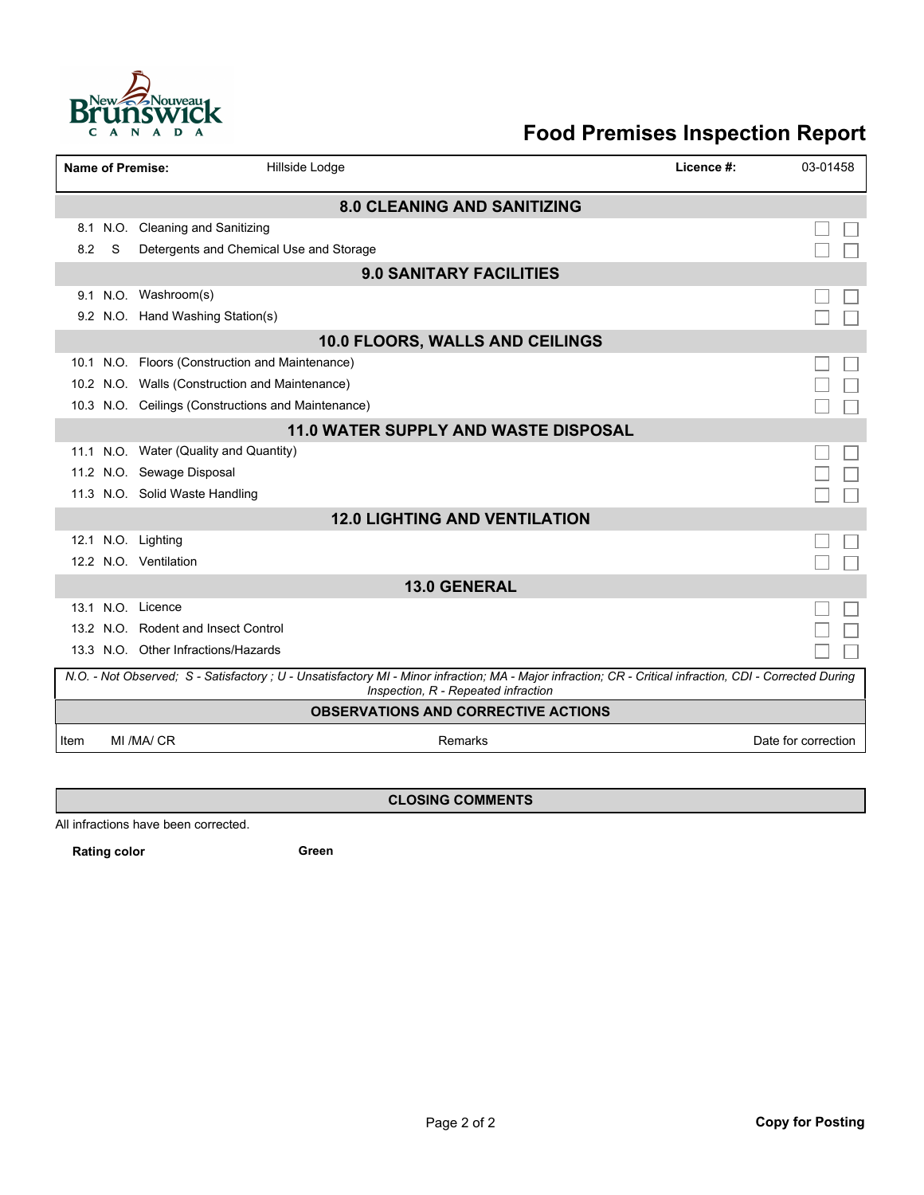# Food Premises Inspection Report

| **Name of Premise:** | Hillside Lodge | **Licence #:** | 03-01458 |
|---|---|---|---|

## 8.0 CLEANING AND SANITIZING

| | | | |
|---|---|---|---|
| 8.1 | N.O. | Cleaning and Sanitizing | |
| 8.2 | S | Detergents and Chemical Use and Storage | |

## 9.0 SANITARY FACILITIES

| | | | |
|---|---|---|---|
| 9.1 | N.O. | Washroom(s) | |
| 9.2 | N.O. | Hand Washing Station(s) | |

## 10.0 FLOORS, WALLS AND CEILINGS

| | | | |
|---|---|---|---|
| 10.1 | N.O. | Floors (Construction and Maintenance) | |
| 10.2 | N.O. | Walls (Construction and Maintenance) | |
| 10.3 | N.O. | Ceilings (Constructions and Maintenance) | |

## 11.0 WATER SUPPLY AND WASTE DISPOSAL

| | | | |
|---|---|---|---|
| 11.1 | N.O. | Water (Quality and Quantity) | |
| 11.2 | N.O. | Sewage Disposal | |
| 11.3 | N.O. | Solid Waste Handling | |

## 12.0 LIGHTING AND VENTILATION

| | | | |
|---|---|---|---|
| 12.1 | N.O. | Lighting | |
| 12.2 | N.O. | Ventilation | |

## 13.0 GENERAL

| | | | |
|---|---|---|---|
| 13.1 | N.O. | Licence | |
| 13.2 | N.O. | Rodent and Insect Control | |
| 13.3 | N.O. | Other Infractions/Hazards | |

*N.O. - Not Observed; S - Satisfactory ; U - Unsatisfactory MI - Minor infraction; MA - Major infraction; CR - Critical infraction, CDI - Corrected During Inspection, R - Repeated infraction*

## OBSERVATIONS AND CORRECTIVE ACTIONS

| Item | MI /MA/ CR | Remarks | Date for correction |
|---|---|---|---|

## CLOSING COMMENTS

All infractions have been corrected.

**Rating color** **Green**

**Copy for Posting**